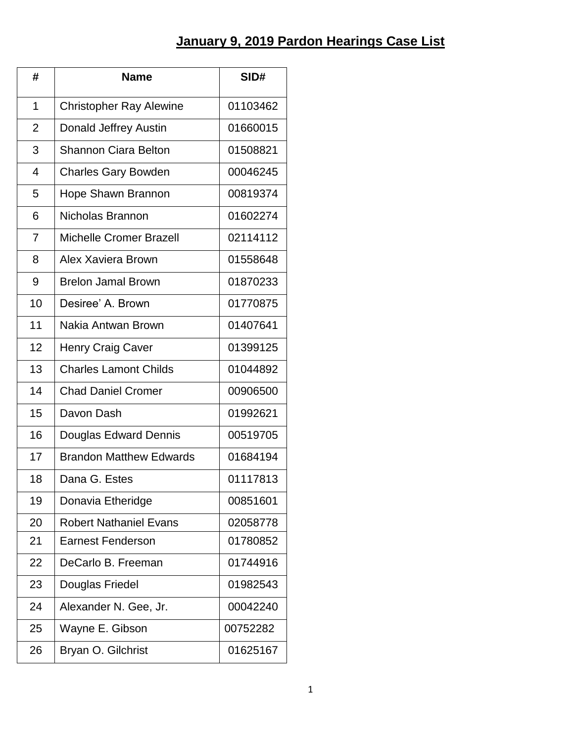# January 9, 2019 Pardon Hearings Case List

| # | Name | SID# |
|---|---|---|
| 1 | Christopher Ray Alewine | 01103462 |
| 2 | Donald Jeffrey Austin | 01660015 |
| 3 | Shannon Ciara Belton | 01508821 |
| 4 | Charles Gary Bowden | 00046245 |
| 5 | Hope Shawn Brannon | 00819374 |
| 6 | Nicholas Brannon | 01602274 |
| 7 | Michelle Cromer Brazell | 02114112 |
| 8 | Alex Xaviera Brown | 01558648 |
| 9 | Brelon Jamal Brown | 01870233 |
| 10 | Desiree’ A. Brown | 01770875 |
| 11 | Nakia Antwan Brown | 01407641 |
| 12 | Henry Craig Caver | 01399125 |
| 13 | Charles Lamont Childs | 01044892 |
| 14 | Chad Daniel Cromer | 00906500 |
| 15 | Davon Dash | 01992621 |
| 16 | Douglas Edward Dennis | 00519705 |
| 17 | Brandon Matthew Edwards | 01684194 |
| 18 | Dana G. Estes | 01117813 |
| 19 | Donavia Etheridge | 00851601 |
| 20 | Robert Nathaniel Evans | 02058778 |
| 21 | Earnest Fenderson | 01780852 |
| 22 | DeCarlo B. Freeman | 01744916 |
| 23 | Douglas Friedel | 01982543 |
| 24 | Alexander N. Gee, Jr. | 00042240 |
| 25 | Wayne E. Gibson | 00752282 |
| 26 | Bryan O. Gilchrist | 01625167 |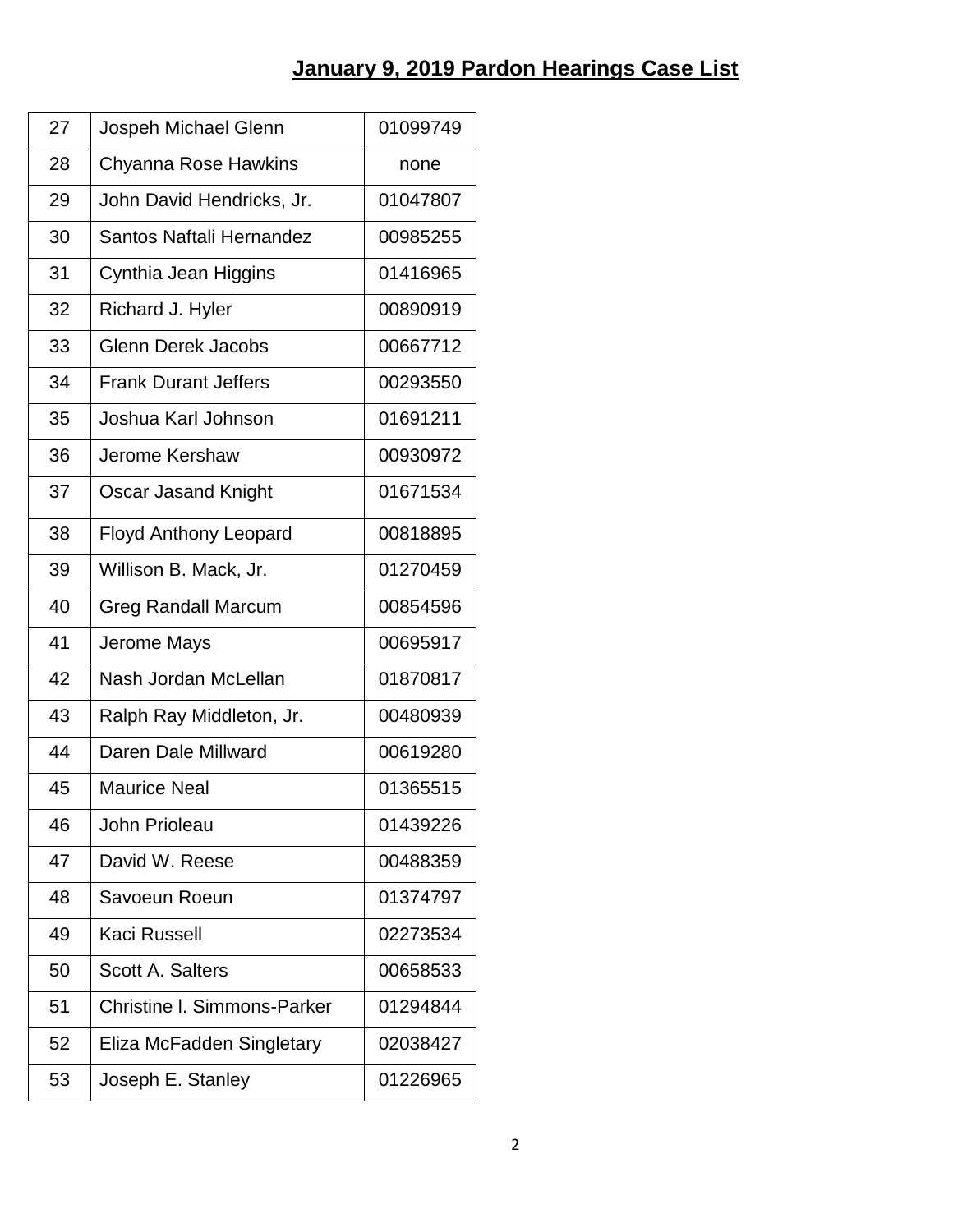# January 9, 2019 Pardon Hearings Case List

| | | |
|---|---|---|
| 27 | Jospeh Michael Glenn | 01099749 |
| 28 | Chyanna Rose Hawkins | none |
| 29 | John David Hendricks, Jr. | 01047807 |
| 30 | Santos Naftali Hernandez | 00985255 |
| 31 | Cynthia Jean Higgins | 01416965 |
| 32 | Richard J. Hyler | 00890919 |
| 33 | Glenn Derek Jacobs | 00667712 |
| 34 | Frank Durant Jeffers | 00293550 |
| 35 | Joshua Karl Johnson | 01691211 |
| 36 | Jerome Kershaw | 00930972 |
| 37 | Oscar Jasand Knight | 01671534 |
| 38 | Floyd Anthony Leopard | 00818895 |
| 39 | Willison B. Mack, Jr. | 01270459 |
| 40 | Greg Randall Marcum | 00854596 |
| 41 | Jerome Mays | 00695917 |
| 42 | Nash Jordan McLellan | 01870817 |
| 43 | Ralph Ray Middleton, Jr. | 00480939 |
| 44 | Daren Dale Millward | 00619280 |
| 45 | Maurice Neal | 01365515 |
| 46 | John Prioleau | 01439226 |
| 47 | David W. Reese | 00488359 |
| 48 | Savoeun Roeun | 01374797 |
| 49 | Kaci Russell | 02273534 |
| 50 | Scott A. Salters | 00658533 |
| 51 | Christine l. Simmons-Parker | 01294844 |
| 52 | Eliza McFadden Singletary | 02038427 |
| 53 | Joseph E. Stanley | 01226965 |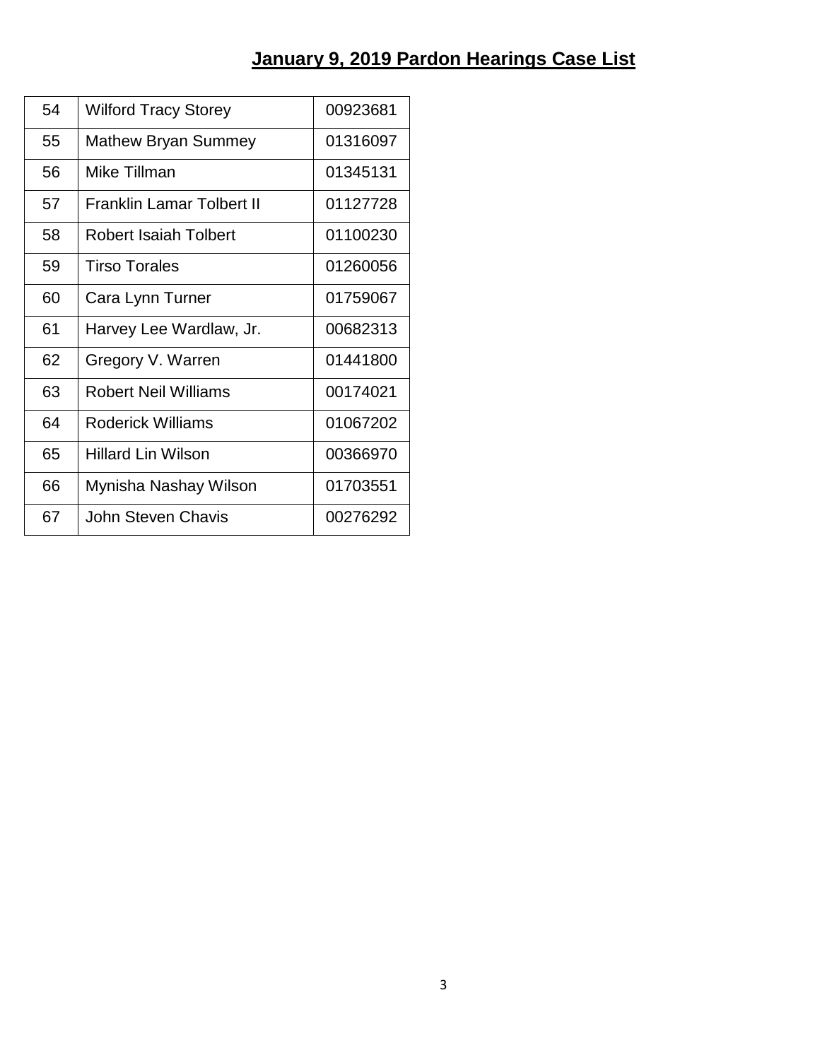## January 9, 2019 Pardon Hearings Case List

| | | |
|---|---|---|
| 54 | Wilford Tracy Storey | 00923681 |
| 55 | Mathew Bryan Summey | 01316097 |
| 56 | Mike Tillman | 01345131 |
| 57 | Franklin Lamar Tolbert II | 01127728 |
| 58 | Robert Isaiah Tolbert | 01100230 |
| 59 | Tirso Torales | 01260056 |
| 60 | Cara Lynn Turner | 01759067 |
| 61 | Harvey Lee Wardlaw, Jr. | 00682313 |
| 62 | Gregory V. Warren | 01441800 |
| 63 | Robert Neil Williams | 00174021 |
| 64 | Roderick Williams | 01067202 |
| 65 | Hillard Lin Wilson | 00366970 |
| 66 | Mynisha Nashay Wilson | 01703551 |
| 67 | John Steven Chavis | 00276292 |